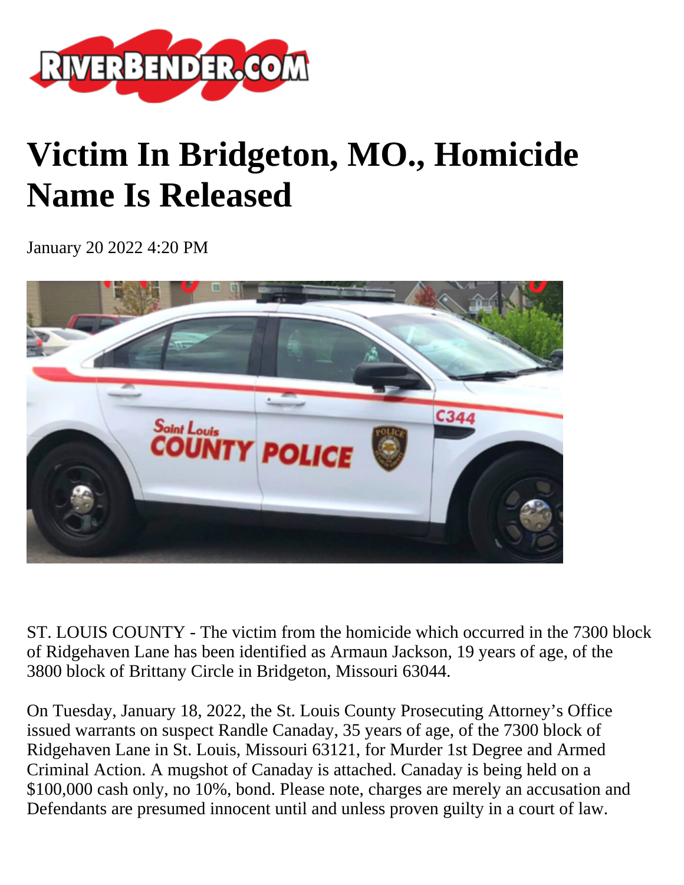# Victim In Bridgeton, MO., Homicide Name Is Released

January 20 2022 4:20 PM

ST. LOUIS COUNTY - The victim from the homicide which occurred in the 7300 block of Ridgehaven Lane has been identified as Armaun Jackson, 19 years of age, of the 3800 block of Brittany Circle in Bridgeton, Missouri 63044.

On Tuesday, January 18, 2022, the St. Louis County Prosecuting Attorney's Office issued warrants on suspect Randle Canaday, 35 years of age, of the 7300 block of Ridgehaven Lane in St. Louis, Missouri 63121, for Murder 1st Degree and Armed Criminal Action. A mugshot of Canaday is attached. Canaday is being held on a $100,000 cash only, no 10%, bond. Please note, charges are merely an accusation and Defendants are presumed innocent until and unless proven guilty in a court of law.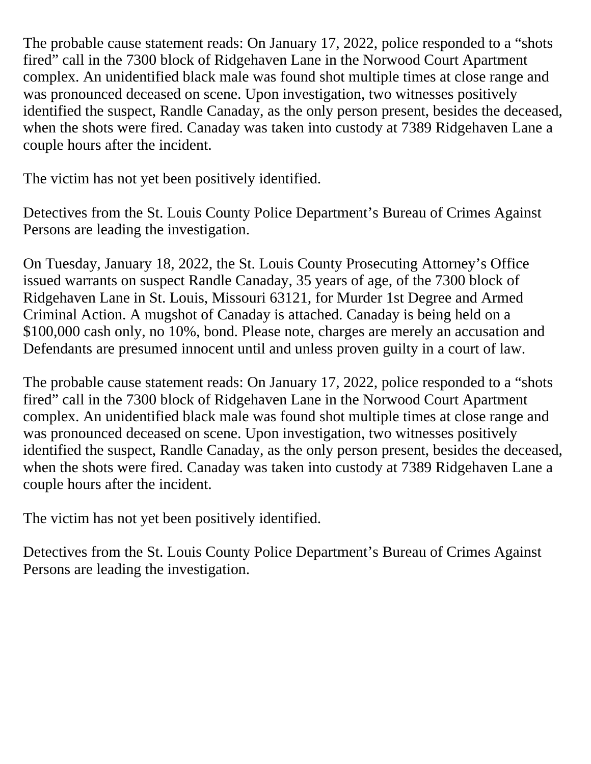The probable cause statement reads: On January 17, 2022, police responded to a "shots fired" call in the 7300 block of Ridgehaven Lane in the Norwood Court Apartment complex. An unidentified black male was found shot multiple times at close range and was pronounced deceased on scene. Upon investigation, two witnesses positively identified the suspect, Randle Canaday, as the only person present, besides the deceased, when the shots were fired. Canaday was taken into custody at 7389 Ridgehaven Lane a couple hours after the incident.

The victim has not yet been positively identified.

Detectives from the St. Louis County Police Department's Bureau of Crimes Against Persons are leading the investigation.

On Tuesday, January 18, 2022, the St. Louis County Prosecuting Attorney's Office issued warrants on suspect Randle Canaday, 35 years of age, of the 7300 block of Ridgehaven Lane in St. Louis, Missouri 63121, for Murder 1st Degree and Armed Criminal Action. A mugshot of Canaday is attached. Canaday is being held on a $100,000 cash only, no 10%, bond. Please note, charges are merely an accusation and Defendants are presumed innocent until and unless proven guilty in a court of law.

The probable cause statement reads: On January 17, 2022, police responded to a "shots fired" call in the 7300 block of Ridgehaven Lane in the Norwood Court Apartment complex. An unidentified black male was found shot multiple times at close range and was pronounced deceased on scene. Upon investigation, two witnesses positively identified the suspect, Randle Canaday, as the only person present, besides the deceased, when the shots were fired. Canaday was taken into custody at 7389 Ridgehaven Lane a couple hours after the incident.

The victim has not yet been positively identified.

Detectives from the St. Louis County Police Department's Bureau of Crimes Against Persons are leading the investigation.